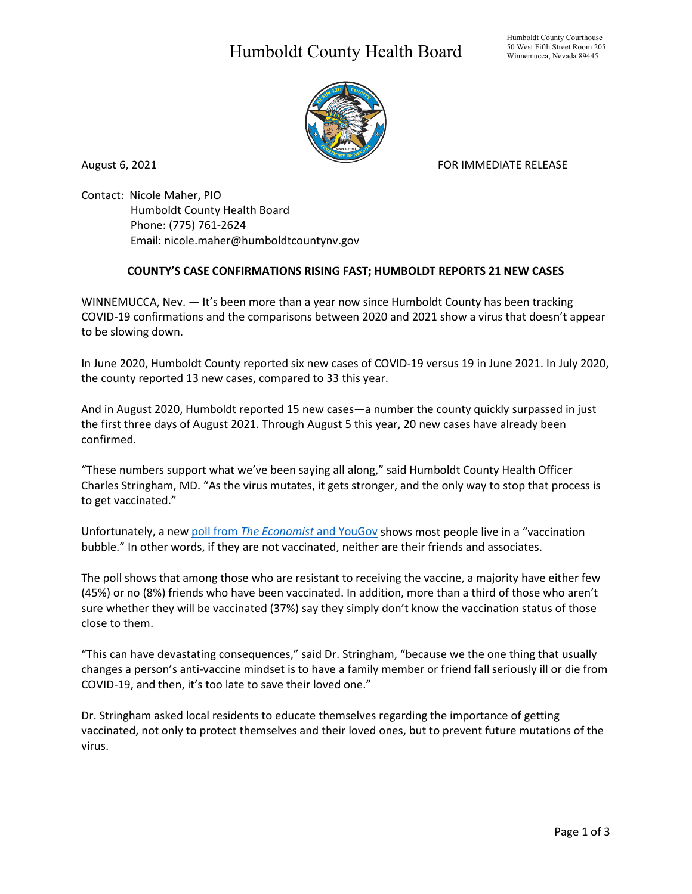# Humboldt County Health Board

Humboldt County Courthouse
50 West Fifth Street Room 205
Winnemucca, Nevada 89445

August 6, 2021 FOR IMMEDIATE RELEASE

Contact: Nicole Maher, PIO
Humboldt County Health Board
Phone: (775) 761-2624
Email: nicole.maher@humboldtcountynv.gov

**COUNTY'S CASE CONFIRMATIONS RISING FAST; HUMBOLDT REPORTS 21 NEW CASES**

WINNEMUCCA, Nev. — It's been more than a year now since Humboldt County has been tracking COVID-19 confirmations and the comparisons between 2020 and 2021 show a virus that doesn't appear to be slowing down.

In June 2020, Humboldt County reported six new cases of COVID-19 versus 19 in June 2021. In July 2020, the county reported 13 new cases, compared to 33 this year.

And in August 2020, Humboldt reported 15 new cases—a number the county quickly surpassed in just the first three days of August 2021. Through August 5 this year, 20 new cases have already been confirmed.

"These numbers support what we've been saying all along," said Humboldt County Health Officer Charles Stringham, MD. "As the virus mutates, it gets stronger, and the only way to stop that process is to get vaccinated."

Unfortunately, a new poll from *The Economist* and YouGov shows most people live in a "vaccination bubble." In other words, if they are not vaccinated, neither are their friends and associates.

The poll shows that among those who are resistant to receiving the vaccine, a majority have either few (45%) or no (8%) friends who have been vaccinated. In addition, more than a third of those who aren't sure whether they will be vaccinated (37%) say they simply don't know the vaccination status of those close to them.

"This can have devastating consequences," said Dr. Stringham, "because we the one thing that usually changes a person's anti-vaccine mindset is to have a family member or friend fall seriously ill or die from COVID-19, and then, it's too late to save their loved one."

Dr. Stringham asked local residents to educate themselves regarding the importance of getting vaccinated, not only to protect themselves and their loved ones, but to prevent future mutations of the virus.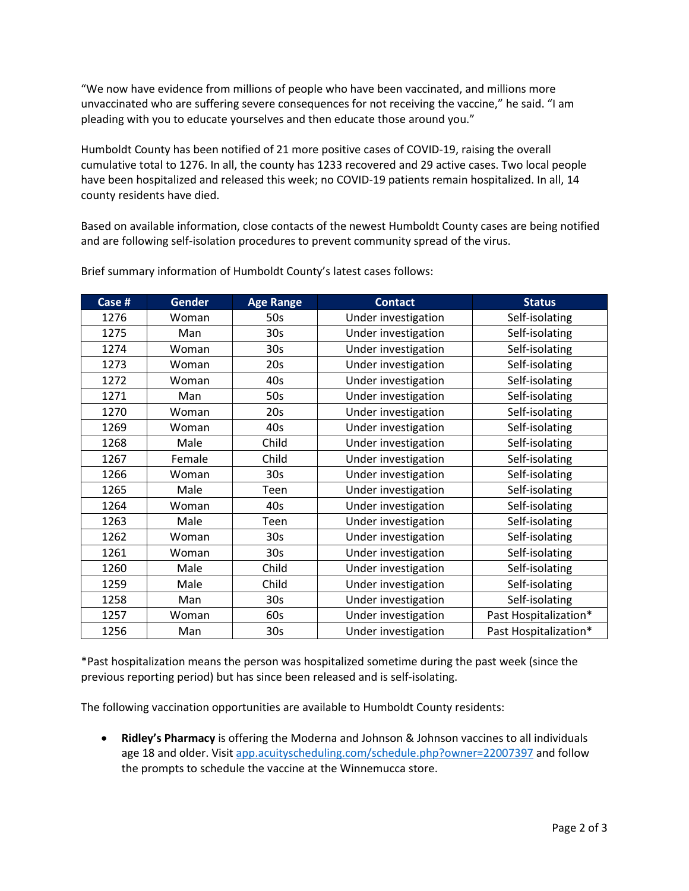"We now have evidence from millions of people who have been vaccinated, and millions more unvaccinated who are suffering severe consequences for not receiving the vaccine," he said. "I am pleading with you to educate yourselves and then educate those around you."

Humboldt County has been notified of 21 more positive cases of COVID-19, raising the overall cumulative total to 1276. In all, the county has 1233 recovered and 29 active cases. Two local people have been hospitalized and released this week; no COVID-19 patients remain hospitalized. In all, 14 county residents have died.

Based on available information, close contacts of the newest Humboldt County cases are being notified and are following self-isolation procedures to prevent community spread of the virus.

Brief summary information of Humboldt County's latest cases follows:

| Case # | Gender | Age Range | Contact | Status |
|---|---|---|---|---|
| 1276 | Woman | 50s | Under investigation | Self-isolating |
| 1275 | Man | 30s | Under investigation | Self-isolating |
| 1274 | Woman | 30s | Under investigation | Self-isolating |
| 1273 | Woman | 20s | Under investigation | Self-isolating |
| 1272 | Woman | 40s | Under investigation | Self-isolating |
| 1271 | Man | 50s | Under investigation | Self-isolating |
| 1270 | Woman | 20s | Under investigation | Self-isolating |
| 1269 | Woman | 40s | Under investigation | Self-isolating |
| 1268 | Male | Child | Under investigation | Self-isolating |
| 1267 | Female | Child | Under investigation | Self-isolating |
| 1266 | Woman | 30s | Under investigation | Self-isolating |
| 1265 | Male | Teen | Under investigation | Self-isolating |
| 1264 | Woman | 40s | Under investigation | Self-isolating |
| 1263 | Male | Teen | Under investigation | Self-isolating |
| 1262 | Woman | 30s | Under investigation | Self-isolating |
| 1261 | Woman | 30s | Under investigation | Self-isolating |
| 1260 | Male | Child | Under investigation | Self-isolating |
| 1259 | Male | Child | Under investigation | Self-isolating |
| 1258 | Man | 30s | Under investigation | Self-isolating |
| 1257 | Woman | 60s | Under investigation | Past Hospitalization* |
| 1256 | Man | 30s | Under investigation | Past Hospitalization* |

*Past hospitalization means the person was hospitalized sometime during the past week (since the previous reporting period) but has since been released and is self-isolating.

The following vaccination opportunities are available to Humboldt County residents:

- **Ridley's Pharmacy** is offering the Moderna and Johnson & Johnson vaccines to all individuals age 18 and older. Visit [app.acuityscheduling.com/schedule.php?owner=22007397](app.acuityscheduling.com/schedule.php?owner=22007397) and follow the prompts to schedule the vaccine at the Winnemucca store.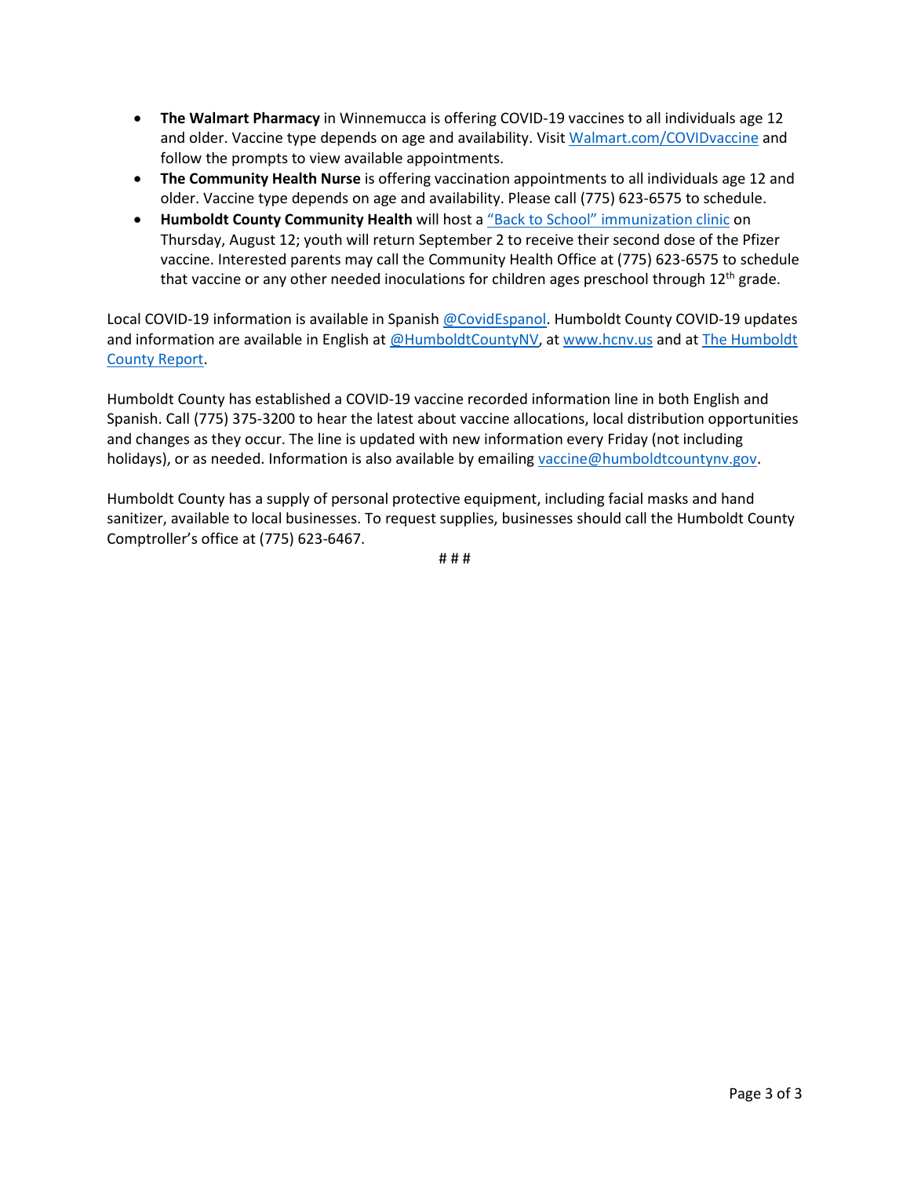- **The Walmart Pharmacy** in Winnemucca is offering COVID-19 vaccines to all individuals age 12 and older. Vaccine type depends on age and availability. Visit Walmart.com/COVIDvaccine and follow the prompts to view available appointments.
- **The Community Health Nurse** is offering vaccination appointments to all individuals age 12 and older. Vaccine type depends on age and availability. Please call (775) 623-6575 to schedule.
- **Humboldt County Community Health** will host a "Back to School" immunization clinic on Thursday, August 12; youth will return September 2 to receive their second dose of the Pfizer vaccine. Interested parents may call the Community Health Office at (775) 623-6575 to schedule that vaccine or any other needed inoculations for children ages preschool through 12th grade.

Local COVID-19 information is available in Spanish @CovidEspanol. Humboldt County COVID-19 updates and information are available in English at @HumboldtCountyNV, at www.hcnv.us and at The Humboldt County Report.

Humboldt County has established a COVID-19 vaccine recorded information line in both English and Spanish. Call (775) 375-3200 to hear the latest about vaccine allocations, local distribution opportunities and changes as they occur. The line is updated with new information every Friday (not including holidays), or as needed. Information is also available by emailing vaccine@humboldtcountynv.gov.

Humboldt County has a supply of personal protective equipment, including facial masks and hand sanitizer, available to local businesses. To request supplies, businesses should call the Humboldt County Comptroller's office at (775) 623-6467.

# # #